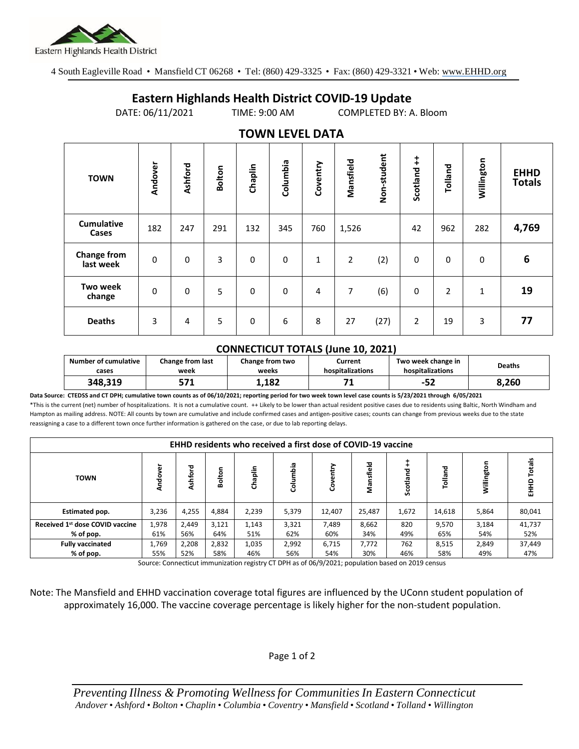4 South Eagleville Road • Mansfield CT 06268 • Tel: (860) 429-3325 • Fax: (860) 429-3321 • Web: www.EHHD.org

# Eastern Highlands Health District COVID-19 Update

DATE: 06/11/2021 TIME: 9:00 AM COMPLETED BY: A. Bloom

## TOWN LEVEL DATA

| TOWN | Andover | Ashford | Bolton | Chaplin | Columbia | Coventry | Mansfield | Non-student | Scotland ++ | Tolland | Willington | EHHD Totals |
|---|---|---|---|---|---|---|---|---|---|---|---|---|
| Cumulative Cases | 182 | 247 | 291 | 132 | 345 | 760 | 1,526 | | 42 | 962 | 282 | **4,769** |
| Change from last week | 0 | 0 | 3 | 0 | 0 | 1 | 2 | (2) | 0 | 0 | 0 | **6** |
| Two week change | 0 | 0 | 5 | 0 | 0 | 4 | 7 | (6) | 0 | 2 | 1 | **19** |
| Deaths | 3 | 4 | 5 | 0 | 6 | 8 | 27 | (27) | 2 | 19 | 3 | **77** |

### CONNECTICUT TOTALS (June 10, 2021)

| Number of cumulative cases | Change from last week | Change from two weeks | Current hospitalizations | Two week change in hospitalizations | Deaths |
|---|---|---|---|---|---|
| **348,319** | **571** | **1,182** | **71** | **-52** | **8,260** |

**Data Source: CTEDSS and CT DPH; cumulative town counts as of 06/10/2021; reporting period for two week town level case counts is 5/23/2021 through 6/05/2021**

*This is the current (net) number of hospitalizations. It is not a cumulative count. ++ Likely to be lower than actual resident positive cases due to residents using Baltic, North Windham and Hampton as mailing address. NOTE: All counts by town are cumulative and include confirmed cases and antigen-positive cases; counts can change from previous weeks due to the state reassigning a case to a different town once further information is gathered on the case, or due to lab reporting delays.

| EHHD residents who received a first dose of COVID-19 vaccine | | | | | | | | | | | |
|---|---|---|---|---|---|---|---|---|---|---|---|
| TOWN | Andover | Ashford | Bolton | Chaplin | Columbia | Coventry | Mansfield | Scotland ++ | Tolland | Willington | EHHD Totals |
| Estimated pop. | 3,236 | 4,255 | 4,884 | 2,239 | 5,379 | 12,407 | 25,487 | 1,672 | 14,618 | 5,864 | 80,041 |
| Received 1st dose COVID vaccine | 1,978 | 2,449 | 3,121 | 1,143 | 3,321 | 7,489 | 8,662 | 820 | 9,570 | 3,184 | 41,737 |
| % of pop. | 61% | 56% | 64% | 51% | 62% | 60% | 34% | 49% | 65% | 54% | 52% |
| Fully vaccinated | 1,769 | 2,208 | 2,832 | 1,035 | 2,992 | 6,715 | 7,772 | 762 | 8,515 | 2,849 | 37,449 |
| % of pop. | 55% | 52% | 58% | 46% | 56% | 54% | 30% | 46% | 58% | 49% | 47% |

Source: Connecticut immunization registry CT DPH as of 06/9/2021; population based on 2019 census

Note: The Mansfield and EHHD vaccination coverage total figures are influenced by the UConn student population of approximately 16,000. The vaccine coverage percentage is likely higher for the non-student population.

*Preventing Illness & Promoting Wellness for Communities In Eastern Connecticut*
*Andover • Ashford • Bolton • Chaplin • Columbia • Coventry • Mansfield • Scotland • Tolland • Willington*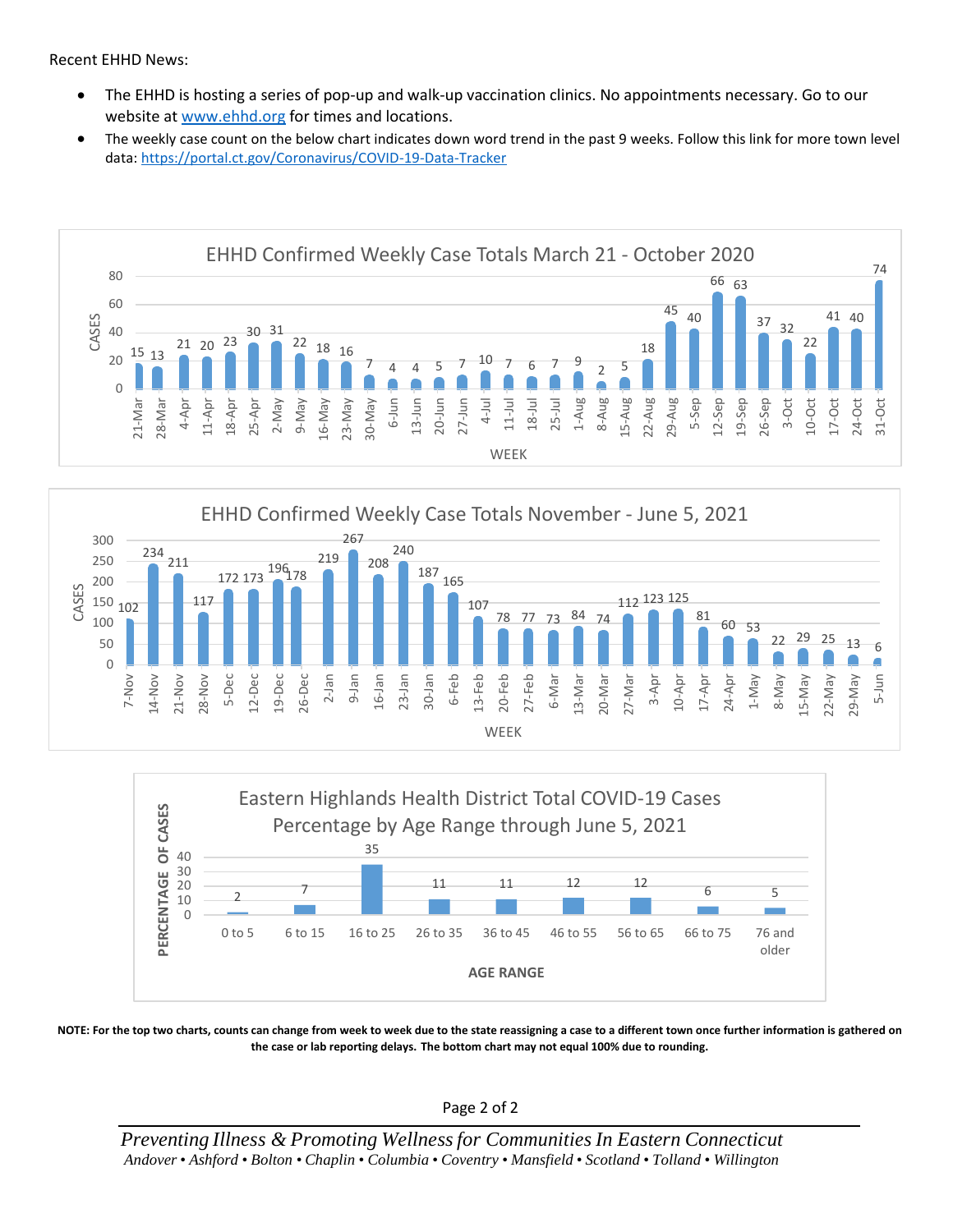Recent EHHD News:

- The EHHD is hosting a series of pop-up and walk-up vaccination clinics. No appointments necessary. Go to our website at [www.ehhd.org](www.ehhd.org) for times and locations.
- The weekly case count on the below chart indicates down word trend in the past 9 weeks. Follow this link for more town level data: [https://portal.ct.gov/Coronavirus/COVID-19-Data-Tracker](https://portal.ct.gov/Coronavirus/COVID-19-Data-Tracker)

EHHD Confirmed Weekly Case Totals March 21 - October 2020

CASES

0
20
40
60
80

15 13 21 20 23 30 31 22 18 16 7 4 4 5 7 10 7 6 7 9 2 5 18 45 40 66 63 37 32 22 41 40 74

21-Mar 28-Mar 4-Apr 11-Apr 18-Apr 25-Apr 2-May 9-May 16-May 23-May 30-May 6-Jun 13-Jun 20-Jun 27-Jun 4-Jul 11-Jul 18-Jul 25-Jul 1-Aug 8-Aug 15-Aug 22-Aug 29-Aug 5-Sep 12-Sep 19-Sep 26-Sep 3-Oct 10-Oct 17-Oct 24-Oct 31-Oct

WEEK

EHHD Confirmed Weekly Case Totals November - June 5, 2021

CASES

0
50
100
150
200
250
300

102 234 211 117 172 173 196 178 219 267 208 240 187 165 107 78 77 73 84 74 112 123 125 81 60 53 22 29 25 13 6

7-Nov 14-Nov 21-Nov 28-Nov 5-Dec 12-Dec 19-Dec 26-Dec 2-Jan 9-Jan 16-Jan 23-Jan 30-Jan 6-Feb 13-Feb 20-Feb 27-Feb 6-Mar 13-Mar 20-Mar 27-Mar 3-Apr 10-Apr 17-Apr 24-Apr 1-May 8-May 15-May 22-May 29-May 5-Jun

WEEK

Eastern Highlands Health District Total COVID-19 Cases
Percentage by Age Range through June 5, 2021

PERCENTAGE OF CASES

0
10
20
30
40

2 7 35 11 11 12 12 6 5

0 to 5 6 to 15 16 to 25 26 to 35 36 to 45 46 to 55 56 to 65 66 to 75 76 and older

AGE RANGE

**NOTE: For the top two charts, counts can change from week to week due to the state reassigning a case to a different town once further information is gathered on the case or lab reporting delays. The bottom chart may not equal 100% due to rounding.**

*Preventing Illness & Promoting Wellness for Communities In Eastern Connecticut*
*Andover • Ashford • Bolton • Chaplin • Columbia • Coventry • Mansfield • Scotland • Tolland • Willington*